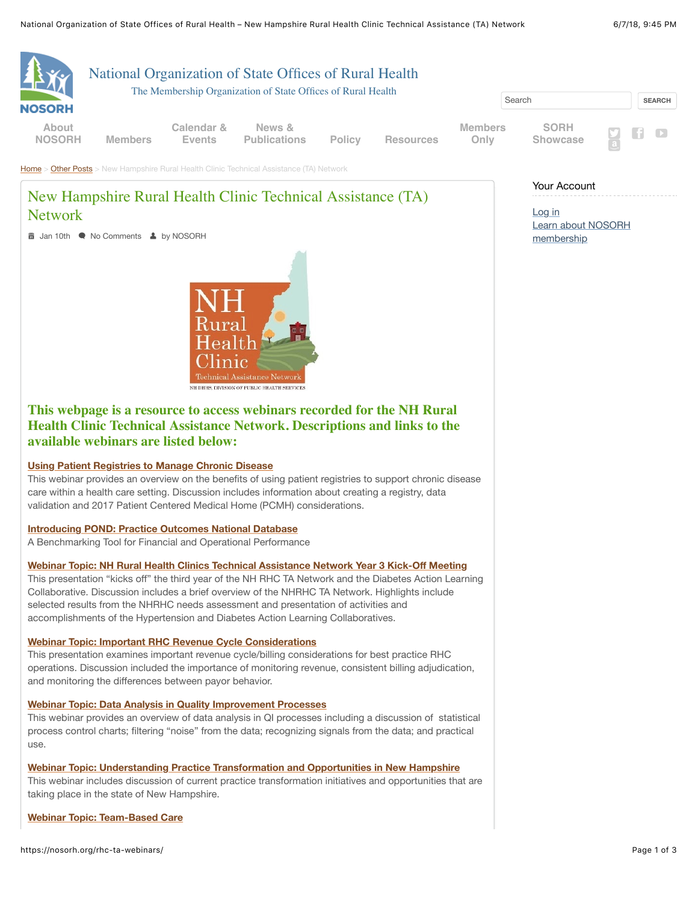# National Organization of State Offices of Rural Health

The Membership Organization of State Offices of Rural Health

About NOSORH | Members | Calendar & Events | News & Publications | Policy | Resources | Members Only | SORH Showcase

Home > Other Posts > New Hampshire Rural Health Clinic Technical Assistance (TA) Network

## New Hampshire Rural Health Clinic Technical Assistance (TA) Network

Jan 10th · No Comments · by NOSORH

NH Rural Health Clinic Technical Assistance Network
NH DHHS, DIVISION OF PUBLIC HEALTH SERVICES

### This webpage is a resource to access webinars recorded for the NH Rural Health Clinic Technical Assistance Network. Descriptions and links to the available webinars are listed below:

**Using Patient Registries to Manage Chronic Disease**
This webinar provides an overview on the benefits of using patient registries to support chronic disease care within a health care setting. Discussion includes information about creating a registry, data validation and 2017 Patient Centered Medical Home (PCMH) considerations.

**Introducing POND: Practice Outcomes National Database**
A Benchmarking Tool for Financial and Operational Performance

**Webinar Topic: NH Rural Health Clinics Technical Assistance Network Year 3 Kick-Off Meeting**
This presentation "kicks off" the third year of the NH RHC TA Network and the Diabetes Action Learning Collaborative. Discussion includes a brief overview of the NHRHC TA Network. Highlights include selected results from the NHRHC needs assessment and presentation of activities and accomplishments of the Hypertension and Diabetes Action Learning Collaboratives.

**Webinar Topic: Important RHC Revenue Cycle Considerations**
This presentation examines important revenue cycle/billing considerations for best practice RHC operations. Discussion included the importance of monitoring revenue, consistent billing adjudication, and monitoring the differences between payor behavior.

**Webinar Topic: Data Analysis in Quality Improvement Processes**
This webinar provides an overview of data analysis in QI processes including a discussion of statistical process control charts; filtering "noise" from the data; recognizing signals from the data; and practical use.

**Webinar Topic: Understanding Practice Transformation and Opportunities in New Hampshire**
This webinar includes discussion of current practice transformation initiatives and opportunities that are taking place in the state of New Hampshire.

**Webinar Topic: Team-Based Care**

Your Account

Log in
Learn about NOSORH membership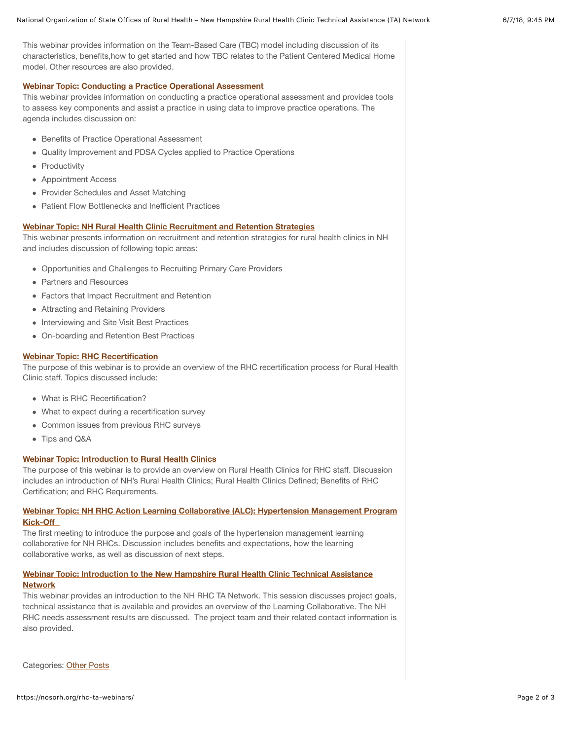This webinar provides information on the Team-Based Care (TBC) model including discussion of its characteristics, benefits,how to get started and how TBC relates to the Patient Centered Medical Home model. Other resources are also provided.

**Webinar Topic: Conducting a Practice Operational Assessment**

This webinar provides information on conducting a practice operational assessment and provides tools to assess key components and assist a practice in using data to improve practice operations. The agenda includes discussion on:

- Benefits of Practice Operational Assessment
- Quality Improvement and PDSA Cycles applied to Practice Operations
- Productivity
- Appointment Access
- Provider Schedules and Asset Matching
- Patient Flow Bottlenecks and Inefficient Practices

**Webinar Topic: NH Rural Health Clinic Recruitment and Retention Strategies**

This webinar presents information on recruitment and retention strategies for rural health clinics in NH and includes discussion of following topic areas:

- Opportunities and Challenges to Recruiting Primary Care Providers
- Partners and Resources
- Factors that Impact Recruitment and Retention
- Attracting and Retaining Providers
- Interviewing and Site Visit Best Practices
- On-boarding and Retention Best Practices

**Webinar Topic: RHC Recertification**

The purpose of this webinar is to provide an overview of the RHC recertification process for Rural Health Clinic staff. Topics discussed include:

- What is RHC Recertification?
- What to expect during a recertification survey
- Common issues from previous RHC surveys
- Tips and Q&A

**Webinar Topic: Introduction to Rural Health Clinics**

The purpose of this webinar is to provide an overview on Rural Health Clinics for RHC staff. Discussion includes an introduction of NH's Rural Health Clinics; Rural Health Clinics Defined; Benefits of RHC Certification; and RHC Requirements.

**Webinar Topic: NH RHC Action Learning Collaborative (ALC): Hypertension Management Program Kick-Off**

The first meeting to introduce the purpose and goals of the hypertension management learning collaborative for NH RHCs. Discussion includes benefits and expectations, how the learning collaborative works, as well as discussion of next steps.

**Webinar Topic: Introduction to the New Hampshire Rural Health Clinic Technical Assistance Network**

This webinar provides an introduction to the NH RHC TA Network. This session discusses project goals, technical assistance that is available and provides an overview of the Learning Collaborative. The NH RHC needs assessment results are discussed. The project team and their related contact information is also provided.

Categories: Other Posts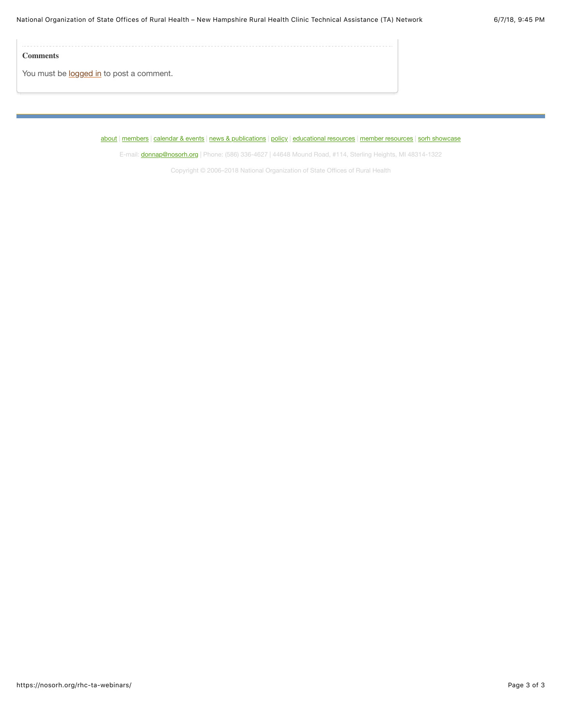**Comments**

You must be logged in to post a comment.

about | members | calendar & events | news & publications | policy | educational resources | member resources | sorh showcase

E-mail: donnap@nosorh.org | Phone: (586) 336-4627 | 44648 Mound Road, #114, Sterling Heights, MI 48314-1322

Copyright © 2006–2018 National Organization of State Offices of Rural Health